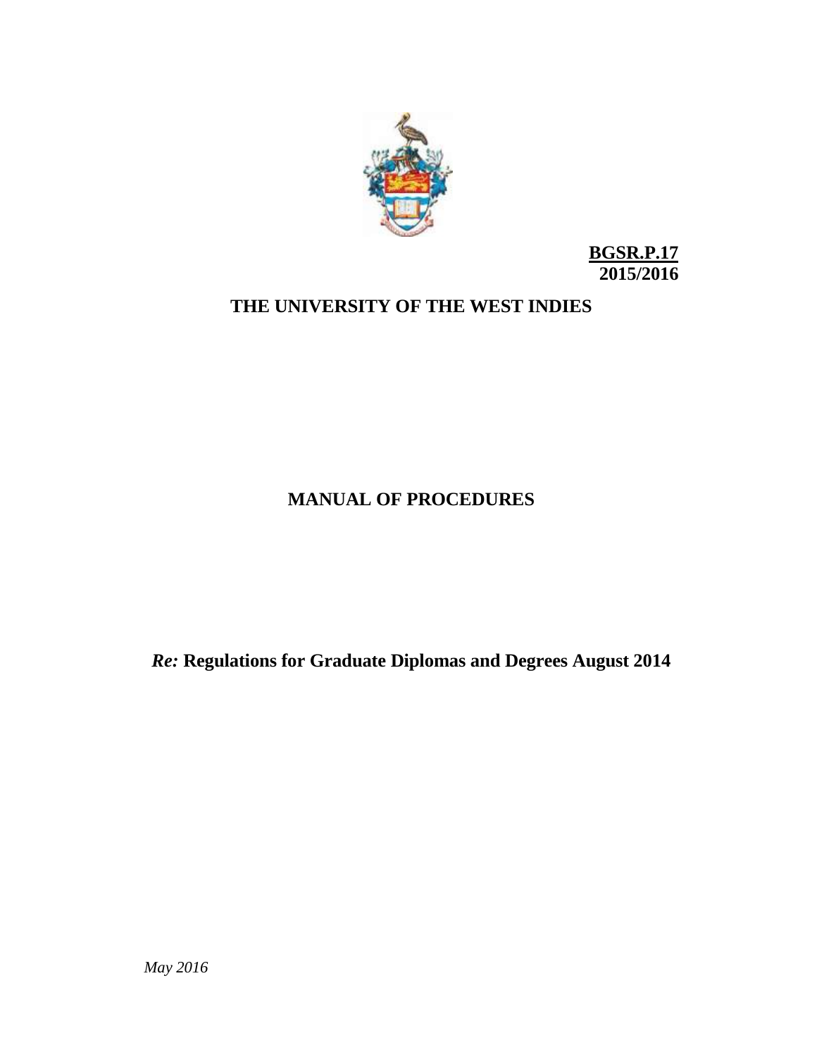**BGSR.P.17**
**2015/2016**

# THE UNIVERSITY OF THE WEST INDIES

## MANUAL OF PROCEDURES

## *Re:* Regulations for Graduate Diplomas and Degrees August 2014

*May 2016*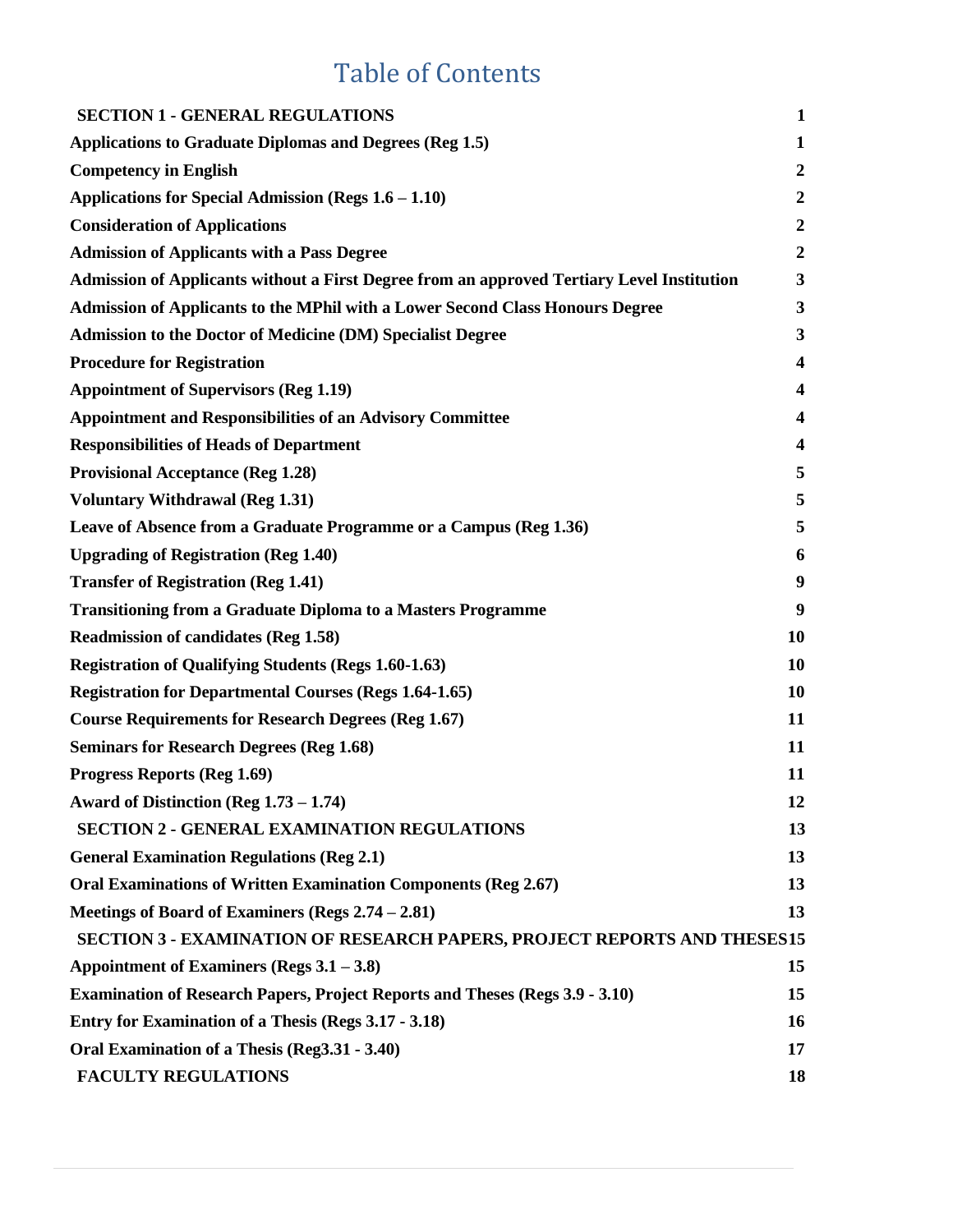# Table of Contents

| | |
|---|---|
| **SECTION 1 - GENERAL REGULATIONS** | **1** |
| **Applications to Graduate Diplomas and Degrees (Reg 1.5)** | **1** |
| **Competency in English** | **2** |
| **Applications for Special Admission (Regs 1.6 – 1.10)** | **2** |
| **Consideration of Applications** | **2** |
| **Admission of Applicants with a Pass Degree** | **2** |
| **Admission of Applicants without a First Degree from an approved Tertiary Level Institution** | **3** |
| **Admission of Applicants to the MPhil with a Lower Second Class Honours Degree** | **3** |
| **Admission to the Doctor of Medicine (DM) Specialist Degree** | **3** |
| **Procedure for Registration** | **4** |
| **Appointment of Supervisors (Reg 1.19)** | **4** |
| **Appointment and Responsibilities of an Advisory Committee** | **4** |
| **Responsibilities of Heads of Department** | **4** |
| **Provisional Acceptance (Reg 1.28)** | **5** |
| **Voluntary Withdrawal (Reg 1.31)** | **5** |
| **Leave of Absence from a Graduate Programme or a Campus (Reg 1.36)** | **5** |
| **Upgrading of Registration (Reg 1.40)** | **6** |
| **Transfer of Registration (Reg 1.41)** | **9** |
| **Transitioning from a Graduate Diploma to a Masters Programme** | **9** |
| **Readmission of candidates (Reg 1.58)** | **10** |
| **Registration of Qualifying Students (Regs 1.60-1.63)** | **10** |
| **Registration for Departmental Courses (Regs 1.64-1.65)** | **10** |
| **Course Requirements for Research Degrees (Reg 1.67)** | **11** |
| **Seminars for Research Degrees (Reg 1.68)** | **11** |
| **Progress Reports (Reg 1.69)** | **11** |
| **Award of Distinction (Reg 1.73 – 1.74)** | **12** |
| **SECTION 2 - GENERAL EXAMINATION REGULATIONS** | **13** |
| **General Examination Regulations (Reg 2.1)** | **13** |
| **Oral Examinations of Written Examination Components (Reg 2.67)** | **13** |
| **Meetings of Board of Examiners (Regs 2.74 – 2.81)** | **13** |
| **SECTION 3 - EXAMINATION OF RESEARCH PAPERS, PROJECT REPORTS AND THESES** | **15** |
| **Appointment of Examiners (Regs 3.1 – 3.8)** | **15** |
| **Examination of Research Papers, Project Reports and Theses (Regs 3.9 - 3.10)** | **15** |
| **Entry for Examination of a Thesis (Regs 3.17 - 3.18)** | **16** |
| **Oral Examination of a Thesis (Reg3.31 - 3.40)** | **17** |
| **FACULTY REGULATIONS** | **18** |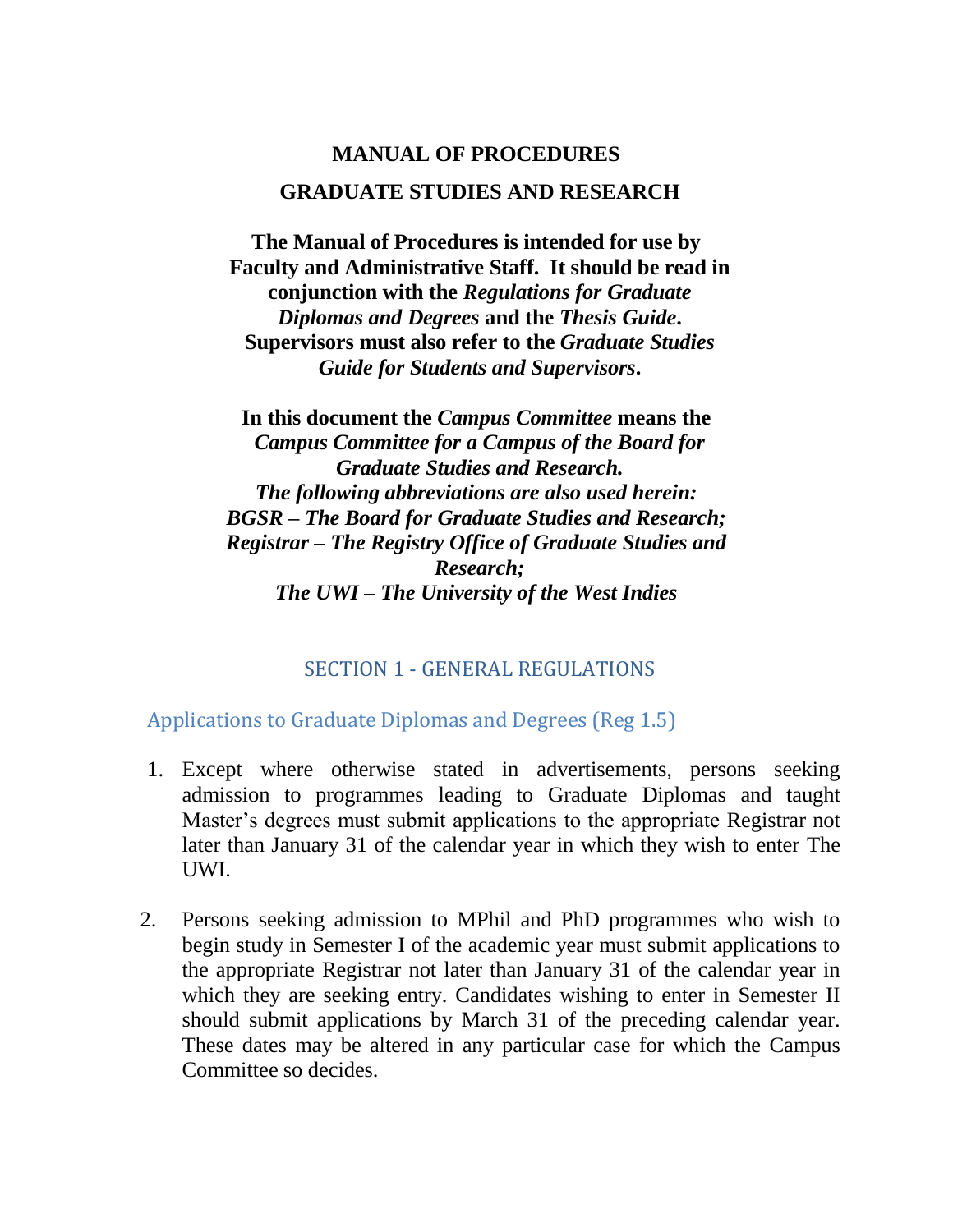# MANUAL OF PROCEDURES

## GRADUATE STUDIES AND RESEARCH

**The Manual of Procedures is intended for use by Faculty and Administrative Staff. It should be read in conjunction with the *Regulations for Graduate Diplomas and Degrees* and the *Thesis Guide*. Supervisors must also refer to the *Graduate Studies Guide for Students and Supervisors*.**

**In this document the *Campus Committee* means the *Campus Committee for a Campus of the Board for Graduate Studies and Research.***
***The following abbreviations are also used herein:***
***BGSR – The Board for Graduate Studies and Research;***
***Registrar – The Registry Office of Graduate Studies and Research;***
***The UWI – The University of the West Indies***

## SECTION 1 - GENERAL REGULATIONS

### Applications to Graduate Diplomas and Degrees (Reg 1.5)

1. Except where otherwise stated in advertisements, persons seeking admission to programmes leading to Graduate Diplomas and taught Master's degrees must submit applications to the appropriate Registrar not later than January 31 of the calendar year in which they wish to enter The UWI.

2. Persons seeking admission to MPhil and PhD programmes who wish to begin study in Semester I of the academic year must submit applications to the appropriate Registrar not later than January 31 of the calendar year in which they are seeking entry. Candidates wishing to enter in Semester II should submit applications by March 31 of the preceding calendar year. These dates may be altered in any particular case for which the Campus Committee so decides.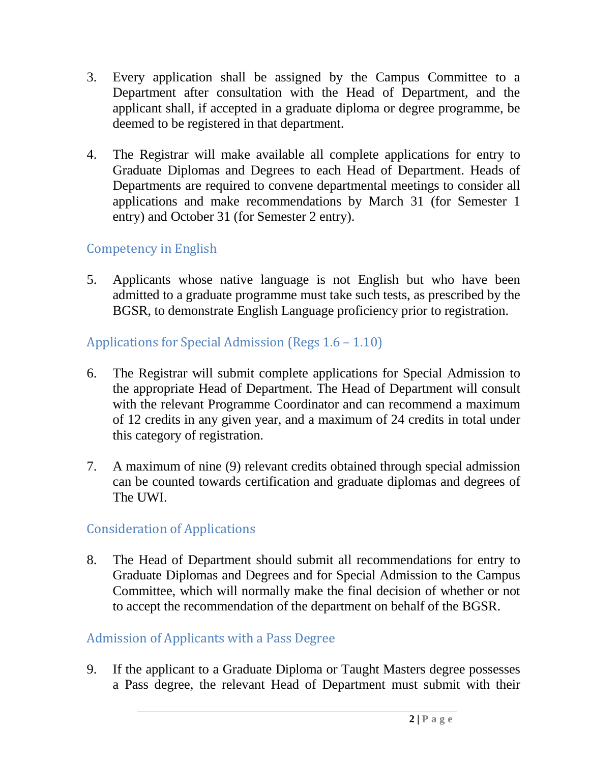3. Every application shall be assigned by the Campus Committee to a Department after consultation with the Head of Department, and the applicant shall, if accepted in a graduate diploma or degree programme, be deemed to be registered in that department.

4. The Registrar will make available all complete applications for entry to Graduate Diplomas and Degrees to each Head of Department. Heads of Departments are required to convene departmental meetings to consider all applications and make recommendations by March 31 (for Semester 1 entry) and October 31 (for Semester 2 entry).

## Competency in English

5. Applicants whose native language is not English but who have been admitted to a graduate programme must take such tests, as prescribed by the BGSR, to demonstrate English Language proficiency prior to registration.

## Applications for Special Admission (Regs 1.6 – 1.10)

6. The Registrar will submit complete applications for Special Admission to the appropriate Head of Department. The Head of Department will consult with the relevant Programme Coordinator and can recommend a maximum of 12 credits in any given year, and a maximum of 24 credits in total under this category of registration.

7. A maximum of nine (9) relevant credits obtained through special admission can be counted towards certification and graduate diplomas and degrees of The UWI.

## Consideration of Applications

8. The Head of Department should submit all recommendations for entry to Graduate Diplomas and Degrees and for Special Admission to the Campus Committee, which will normally make the final decision of whether or not to accept the recommendation of the department on behalf of the BGSR.

## Admission of Applicants with a Pass Degree

9. If the applicant to a Graduate Diploma or Taught Masters degree possesses a Pass degree, the relevant Head of Department must submit with their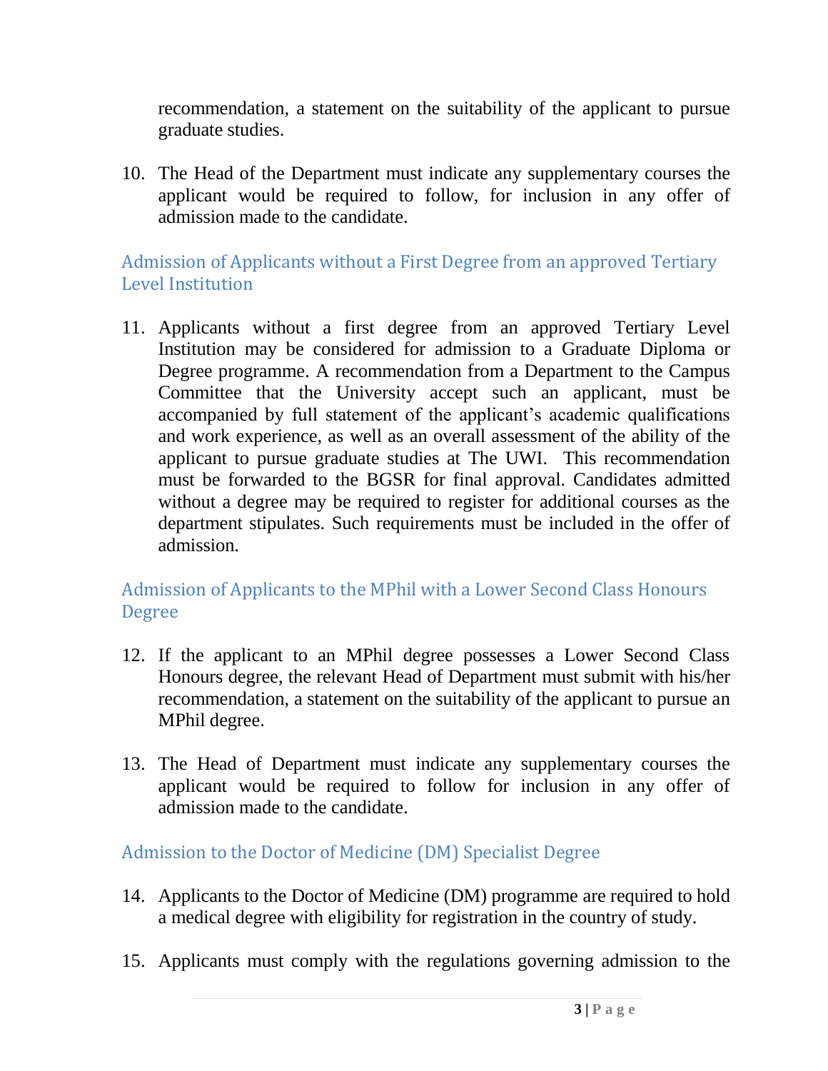recommendation, a statement on the suitability of the applicant to pursue graduate studies.

10. The Head of the Department must indicate any supplementary courses the applicant would be required to follow, for inclusion in any offer of admission made to the candidate.

## Admission of Applicants without a First Degree from an approved Tertiary Level Institution

11. Applicants without a first degree from an approved Tertiary Level Institution may be considered for admission to a Graduate Diploma or Degree programme. A recommendation from a Department to the Campus Committee that the University accept such an applicant, must be accompanied by full statement of the applicant's academic qualifications and work experience, as well as an overall assessment of the ability of the applicant to pursue graduate studies at The UWI. This recommendation must be forwarded to the BGSR for final approval. Candidates admitted without a degree may be required to register for additional courses as the department stipulates. Such requirements must be included in the offer of admission.

## Admission of Applicants to the MPhil with a Lower Second Class Honours Degree

12. If the applicant to an MPhil degree possesses a Lower Second Class Honours degree, the relevant Head of Department must submit with his/her recommendation, a statement on the suitability of the applicant to pursue an MPhil degree.

13. The Head of Department must indicate any supplementary courses the applicant would be required to follow for inclusion in any offer of admission made to the candidate.

## Admission to the Doctor of Medicine (DM) Specialist Degree

14. Applicants to the Doctor of Medicine (DM) programme are required to hold a medical degree with eligibility for registration in the country of study.

15. Applicants must comply with the regulations governing admission to the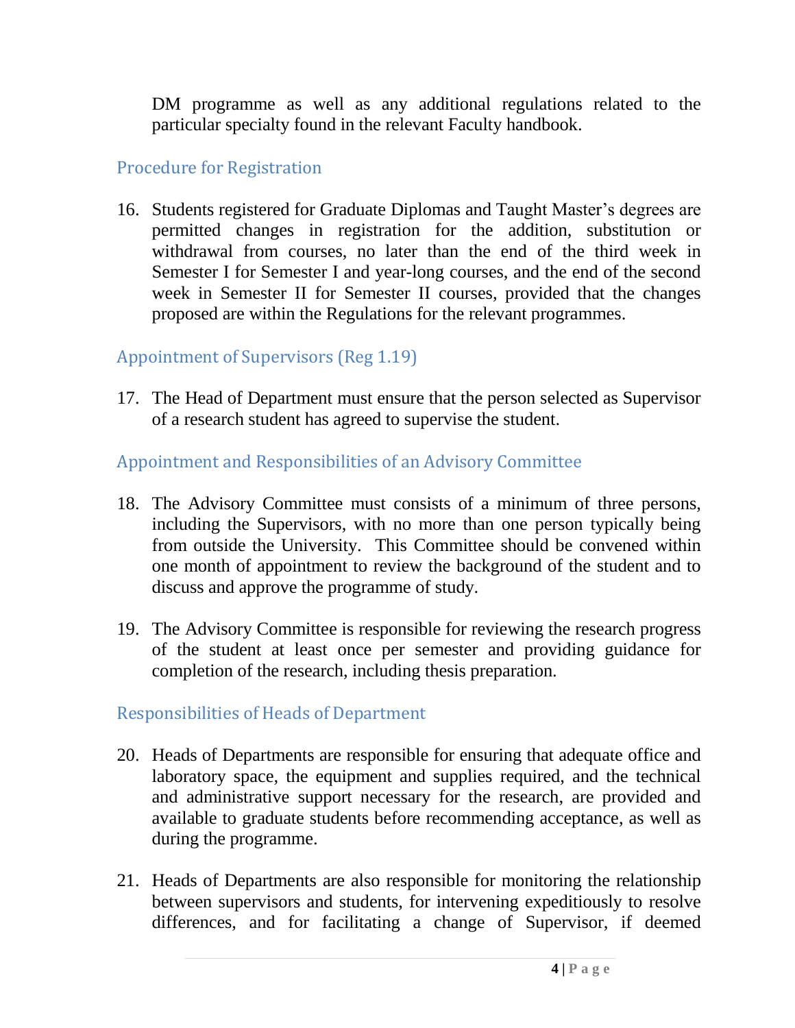DM programme as well as any additional regulations related to the particular specialty found in the relevant Faculty handbook.

## Procedure for Registration

16. Students registered for Graduate Diplomas and Taught Master's degrees are permitted changes in registration for the addition, substitution or withdrawal from courses, no later than the end of the third week in Semester I for Semester I and year-long courses, and the end of the second week in Semester II for Semester II courses, provided that the changes proposed are within the Regulations for the relevant programmes.

## Appointment of Supervisors (Reg 1.19)

17. The Head of Department must ensure that the person selected as Supervisor of a research student has agreed to supervise the student.

## Appointment and Responsibilities of an Advisory Committee

18. The Advisory Committee must consists of a minimum of three persons, including the Supervisors, with no more than one person typically being from outside the University. This Committee should be convened within one month of appointment to review the background of the student and to discuss and approve the programme of study.

19. The Advisory Committee is responsible for reviewing the research progress of the student at least once per semester and providing guidance for completion of the research, including thesis preparation.

## Responsibilities of Heads of Department

20. Heads of Departments are responsible for ensuring that adequate office and laboratory space, the equipment and supplies required, and the technical and administrative support necessary for the research, are provided and available to graduate students before recommending acceptance, as well as during the programme.

21. Heads of Departments are also responsible for monitoring the relationship between supervisors and students, for intervening expeditiously to resolve differences, and for facilitating a change of Supervisor, if deemed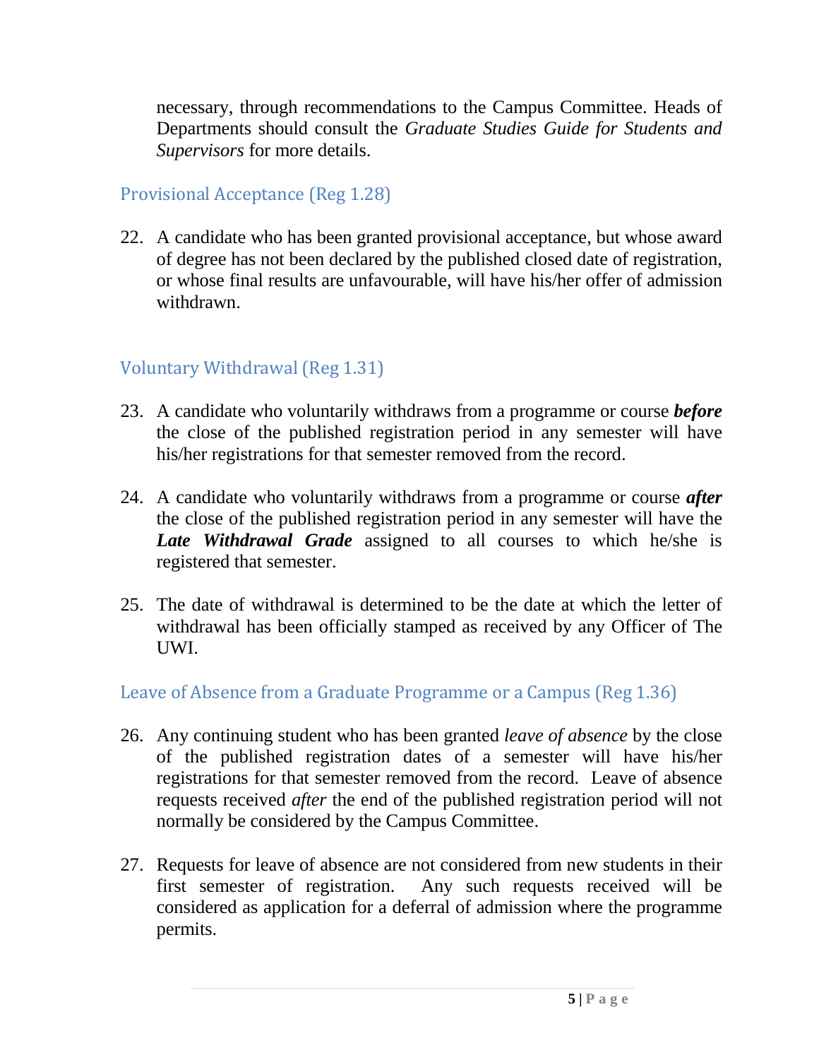necessary, through recommendations to the Campus Committee. Heads of Departments should consult the *Graduate Studies Guide for Students and Supervisors* for more details.

## Provisional Acceptance (Reg 1.28)

22. A candidate who has been granted provisional acceptance, but whose award of degree has not been declared by the published closed date of registration, or whose final results are unfavourable, will have his/her offer of admission withdrawn.

## Voluntary Withdrawal (Reg 1.31)

23. A candidate who voluntarily withdraws from a programme or course ***before*** the close of the published registration period in any semester will have his/her registrations for that semester removed from the record.

24. A candidate who voluntarily withdraws from a programme or course ***after*** the close of the published registration period in any semester will have the ***Late Withdrawal Grade*** assigned to all courses to which he/she is registered that semester.

25. The date of withdrawal is determined to be the date at which the letter of withdrawal has been officially stamped as received by any Officer of The UWI.

## Leave of Absence from a Graduate Programme or a Campus (Reg 1.36)

26. Any continuing student who has been granted *leave of absence* by the close of the published registration dates of a semester will have his/her registrations for that semester removed from the record. Leave of absence requests received *after* the end of the published registration period will not normally be considered by the Campus Committee.

27. Requests for leave of absence are not considered from new students in their first semester of registration. Any such requests received will be considered as application for a deferral of admission where the programme permits.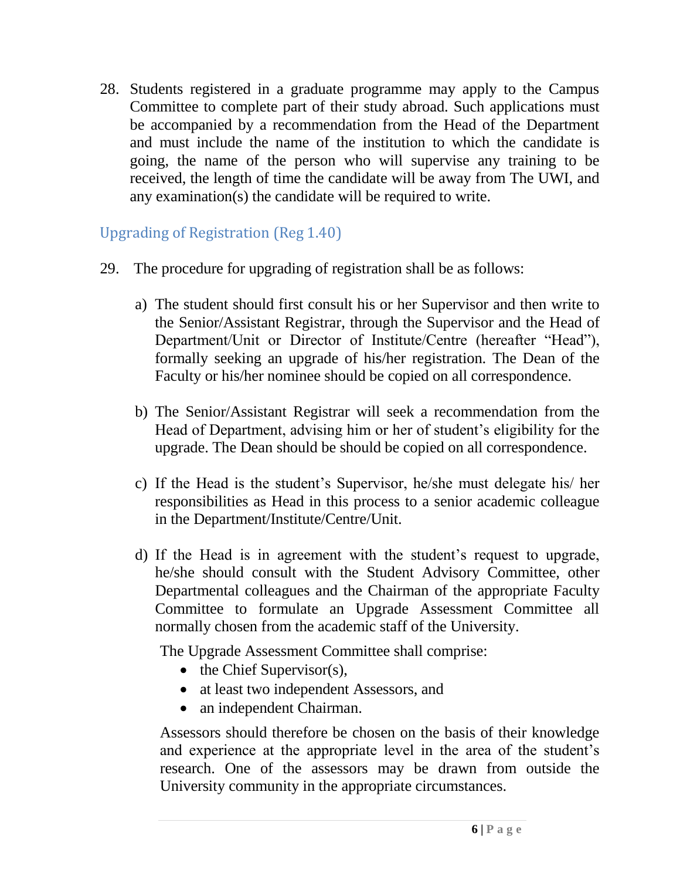28. Students registered in a graduate programme may apply to the Campus Committee to complete part of their study abroad. Such applications must be accompanied by a recommendation from the Head of the Department and must include the name of the institution to which the candidate is going, the name of the person who will supervise any training to be received, the length of time the candidate will be away from The UWI, and any examination(s) the candidate will be required to write.

## Upgrading of Registration (Reg 1.40)

29. The procedure for upgrading of registration shall be as follows:

    a) The student should first consult his or her Supervisor and then write to the Senior/Assistant Registrar, through the Supervisor and the Head of Department/Unit or Director of Institute/Centre (hereafter "Head"), formally seeking an upgrade of his/her registration. The Dean of the Faculty or his/her nominee should be copied on all correspondence.

    b) The Senior/Assistant Registrar will seek a recommendation from the Head of Department, advising him or her of student's eligibility for the upgrade. The Dean should be should be copied on all correspondence.

    c) If the Head is the student's Supervisor, he/she must delegate his/ her responsibilities as Head in this process to a senior academic colleague in the Department/Institute/Centre/Unit.

    d) If the Head is in agreement with the student's request to upgrade, he/she should consult with the Student Advisory Committee, other Departmental colleagues and the Chairman of the appropriate Faculty Committee to formulate an Upgrade Assessment Committee all normally chosen from the academic staff of the University.

       The Upgrade Assessment Committee shall comprise:

       - the Chief Supervisor(s),
       - at least two independent Assessors, and
       - an independent Chairman.

       Assessors should therefore be chosen on the basis of their knowledge and experience at the appropriate level in the area of the student's research. One of the assessors may be drawn from outside the University community in the appropriate circumstances.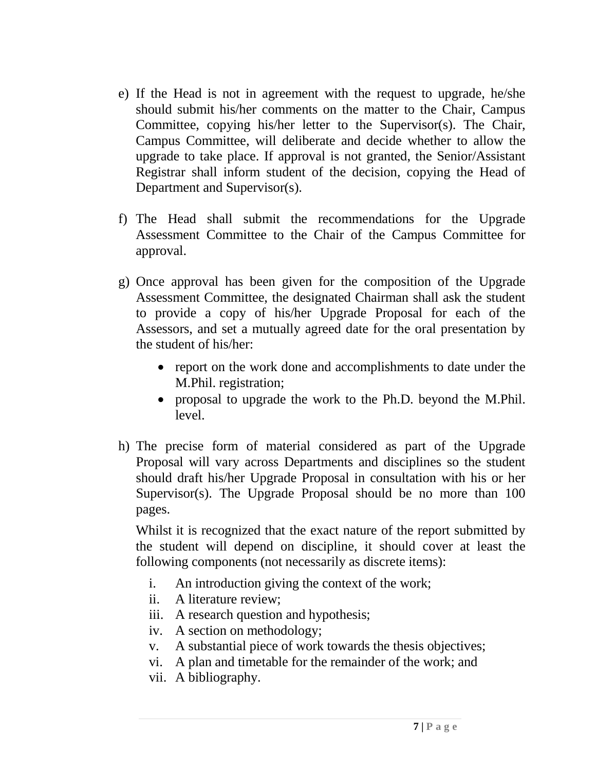e) If the Head is not in agreement with the request to upgrade, he/she should submit his/her comments on the matter to the Chair, Campus Committee, copying his/her letter to the Supervisor(s). The Chair, Campus Committee, will deliberate and decide whether to allow the upgrade to take place. If approval is not granted, the Senior/Assistant Registrar shall inform student of the decision, copying the Head of Department and Supervisor(s).

f) The Head shall submit the recommendations for the Upgrade Assessment Committee to the Chair of the Campus Committee for approval.

g) Once approval has been given for the composition of the Upgrade Assessment Committee, the designated Chairman shall ask the student to provide a copy of his/her Upgrade Proposal for each of the Assessors, and set a mutually agreed date for the oral presentation by the student of his/her:

   - report on the work done and accomplishments to date under the M.Phil. registration;
   - proposal to upgrade the work to the Ph.D. beyond the M.Phil. level.

h) The precise form of material considered as part of the Upgrade Proposal will vary across Departments and disciplines so the student should draft his/her Upgrade Proposal in consultation with his or her Supervisor(s). The Upgrade Proposal should be no more than 100 pages.

   Whilst it is recognized that the exact nature of the report submitted by the student will depend on discipline, it should cover at least the following components (not necessarily as discrete items):

   i. An introduction giving the context of the work;
   ii. A literature review;
   iii. A research question and hypothesis;
   iv. A section on methodology;
   v. A substantial piece of work towards the thesis objectives;
   vi. A plan and timetable for the remainder of the work; and
   vii. A bibliography.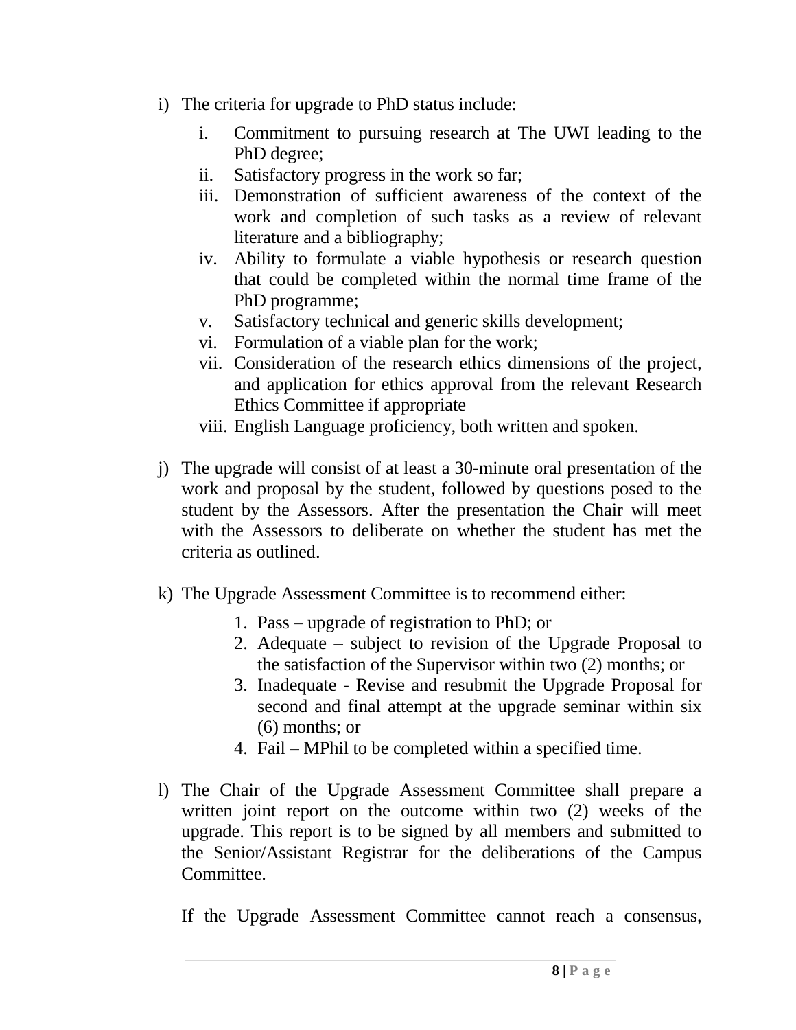i) The criteria for upgrade to PhD status include:

   i. Commitment to pursuing research at The UWI leading to the PhD degree;
   ii. Satisfactory progress in the work so far;
   iii. Demonstration of sufficient awareness of the context of the work and completion of such tasks as a review of relevant literature and a bibliography;
   iv. Ability to formulate a viable hypothesis or research question that could be completed within the normal time frame of the PhD programme;
   v. Satisfactory technical and generic skills development;
   vi. Formulation of a viable plan for the work;
   vii. Consideration of the research ethics dimensions of the project, and application for ethics approval from the relevant Research Ethics Committee if appropriate
   viii. English Language proficiency, both written and spoken.

j) The upgrade will consist of at least a 30-minute oral presentation of the work and proposal by the student, followed by questions posed to the student by the Assessors. After the presentation the Chair will meet with the Assessors to deliberate on whether the student has met the criteria as outlined.

k) The Upgrade Assessment Committee is to recommend either:

   1. Pass – upgrade of registration to PhD; or
   2. Adequate – subject to revision of the Upgrade Proposal to the satisfaction of the Supervisor within two (2) months; or
   3. Inadequate - Revise and resubmit the Upgrade Proposal for second and final attempt at the upgrade seminar within six (6) months; or
   4. Fail – MPhil to be completed within a specified time.

l) The Chair of the Upgrade Assessment Committee shall prepare a written joint report on the outcome within two (2) weeks of the upgrade. This report is to be signed by all members and submitted to the Senior/Assistant Registrar for the deliberations of the Campus Committee.

   If the Upgrade Assessment Committee cannot reach a consensus,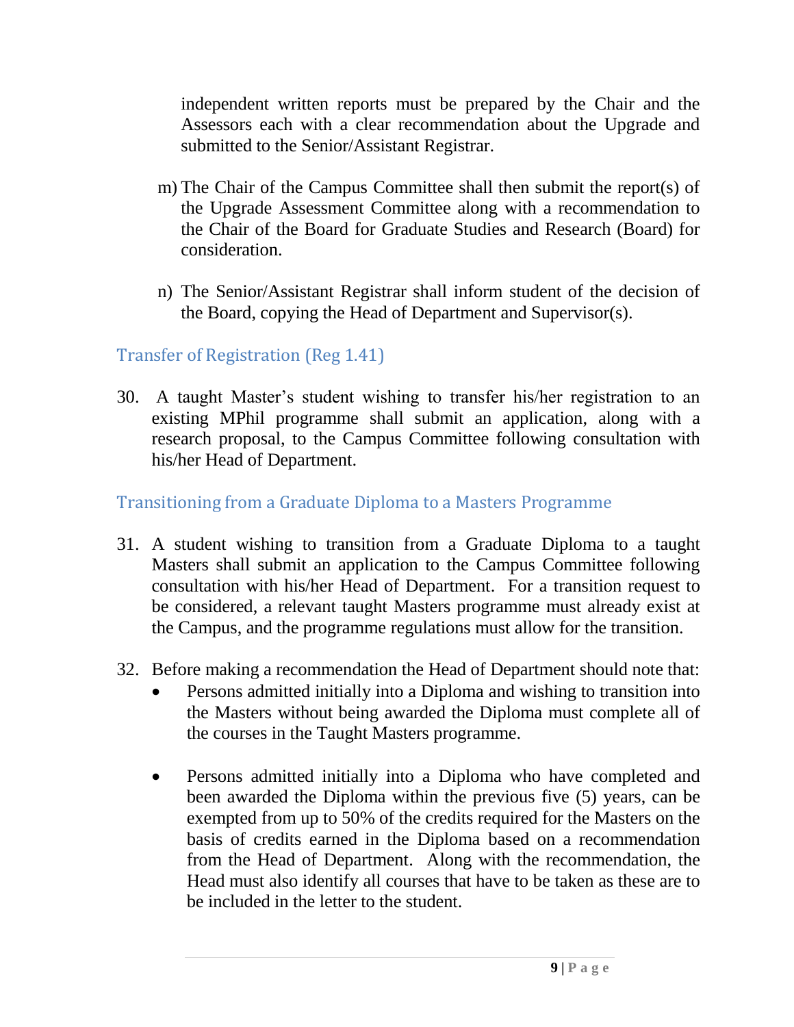independent written reports must be prepared by the Chair and the Assessors each with a clear recommendation about the Upgrade and submitted to the Senior/Assistant Registrar.

m) The Chair of the Campus Committee shall then submit the report(s) of the Upgrade Assessment Committee along with a recommendation to the Chair of the Board for Graduate Studies and Research (Board) for consideration.

n) The Senior/Assistant Registrar shall inform student of the decision of the Board, copying the Head of Department and Supervisor(s).

## Transfer of Registration (Reg 1.41)

30. A taught Master's student wishing to transfer his/her registration to an existing MPhil programme shall submit an application, along with a research proposal, to the Campus Committee following consultation with his/her Head of Department.

## Transitioning from a Graduate Diploma to a Masters Programme

31. A student wishing to transition from a Graduate Diploma to a taught Masters shall submit an application to the Campus Committee following consultation with his/her Head of Department. For a transition request to be considered, a relevant taught Masters programme must already exist at the Campus, and the programme regulations must allow for the transition.

32. Before making a recommendation the Head of Department should note that:
    - Persons admitted initially into a Diploma and wishing to transition into the Masters without being awarded the Diploma must complete all of the courses in the Taught Masters programme.

    - Persons admitted initially into a Diploma who have completed and been awarded the Diploma within the previous five (5) years, can be exempted from up to 50% of the credits required for the Masters on the basis of credits earned in the Diploma based on a recommendation from the Head of Department. Along with the recommendation, the Head must also identify all courses that have to be taken as these are to be included in the letter to the student.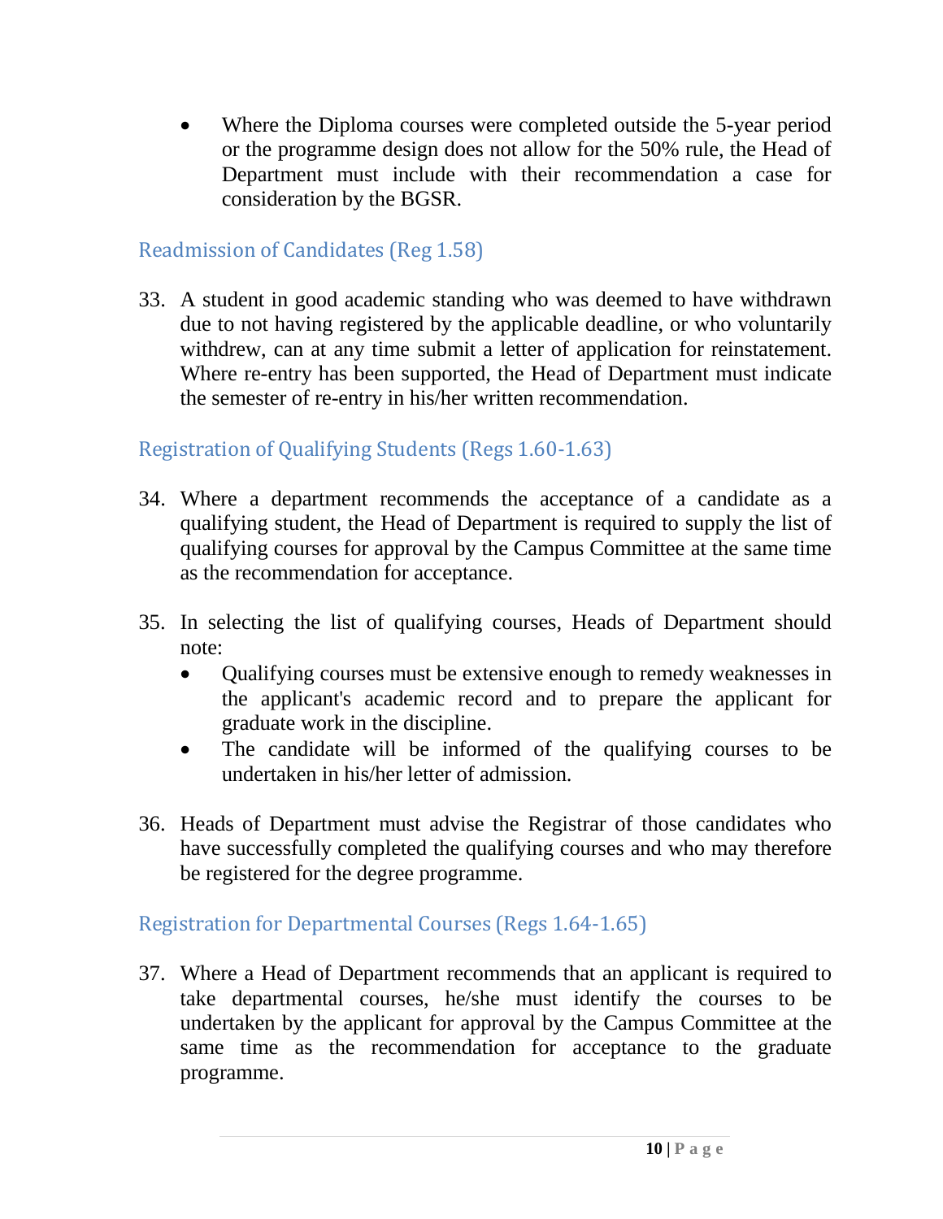- Where the Diploma courses were completed outside the 5-year period or the programme design does not allow for the 50% rule, the Head of Department must include with their recommendation a case for consideration by the BGSR.

## Readmission of Candidates (Reg 1.58)

33. A student in good academic standing who was deemed to have withdrawn due to not having registered by the applicable deadline, or who voluntarily withdrew, can at any time submit a letter of application for reinstatement. Where re-entry has been supported, the Head of Department must indicate the semester of re-entry in his/her written recommendation.

## Registration of Qualifying Students (Regs 1.60-1.63)

34. Where a department recommends the acceptance of a candidate as a qualifying student, the Head of Department is required to supply the list of qualifying courses for approval by the Campus Committee at the same time as the recommendation for acceptance.

35. In selecting the list of qualifying courses, Heads of Department should note:
    - Qualifying courses must be extensive enough to remedy weaknesses in the applicant's academic record and to prepare the applicant for graduate work in the discipline.
    - The candidate will be informed of the qualifying courses to be undertaken in his/her letter of admission.

36. Heads of Department must advise the Registrar of those candidates who have successfully completed the qualifying courses and who may therefore be registered for the degree programme.

## Registration for Departmental Courses (Regs 1.64-1.65)

37. Where a Head of Department recommends that an applicant is required to take departmental courses, he/she must identify the courses to be undertaken by the applicant for approval by the Campus Committee at the same time as the recommendation for acceptance to the graduate programme.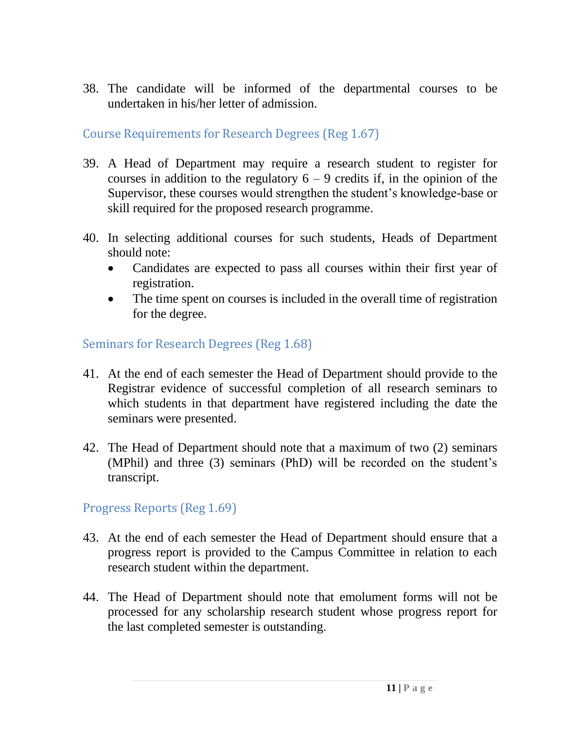38. The candidate will be informed of the departmental courses to be undertaken in his/her letter of admission.

## Course Requirements for Research Degrees (Reg 1.67)

39. A Head of Department may require a research student to register for courses in addition to the regulatory 6 – 9 credits if, in the opinion of the Supervisor, these courses would strengthen the student's knowledge-base or skill required for the proposed research programme.

40. In selecting additional courses for such students, Heads of Department should note:
    - Candidates are expected to pass all courses within their first year of registration.
    - The time spent on courses is included in the overall time of registration for the degree.

## Seminars for Research Degrees (Reg 1.68)

41. At the end of each semester the Head of Department should provide to the Registrar evidence of successful completion of all research seminars to which students in that department have registered including the date the seminars were presented.

42. The Head of Department should note that a maximum of two (2) seminars (MPhil) and three (3) seminars (PhD) will be recorded on the student's transcript.

## Progress Reports (Reg 1.69)

43. At the end of each semester the Head of Department should ensure that a progress report is provided to the Campus Committee in relation to each research student within the department.

44. The Head of Department should note that emolument forms will not be processed for any scholarship research student whose progress report for the last completed semester is outstanding.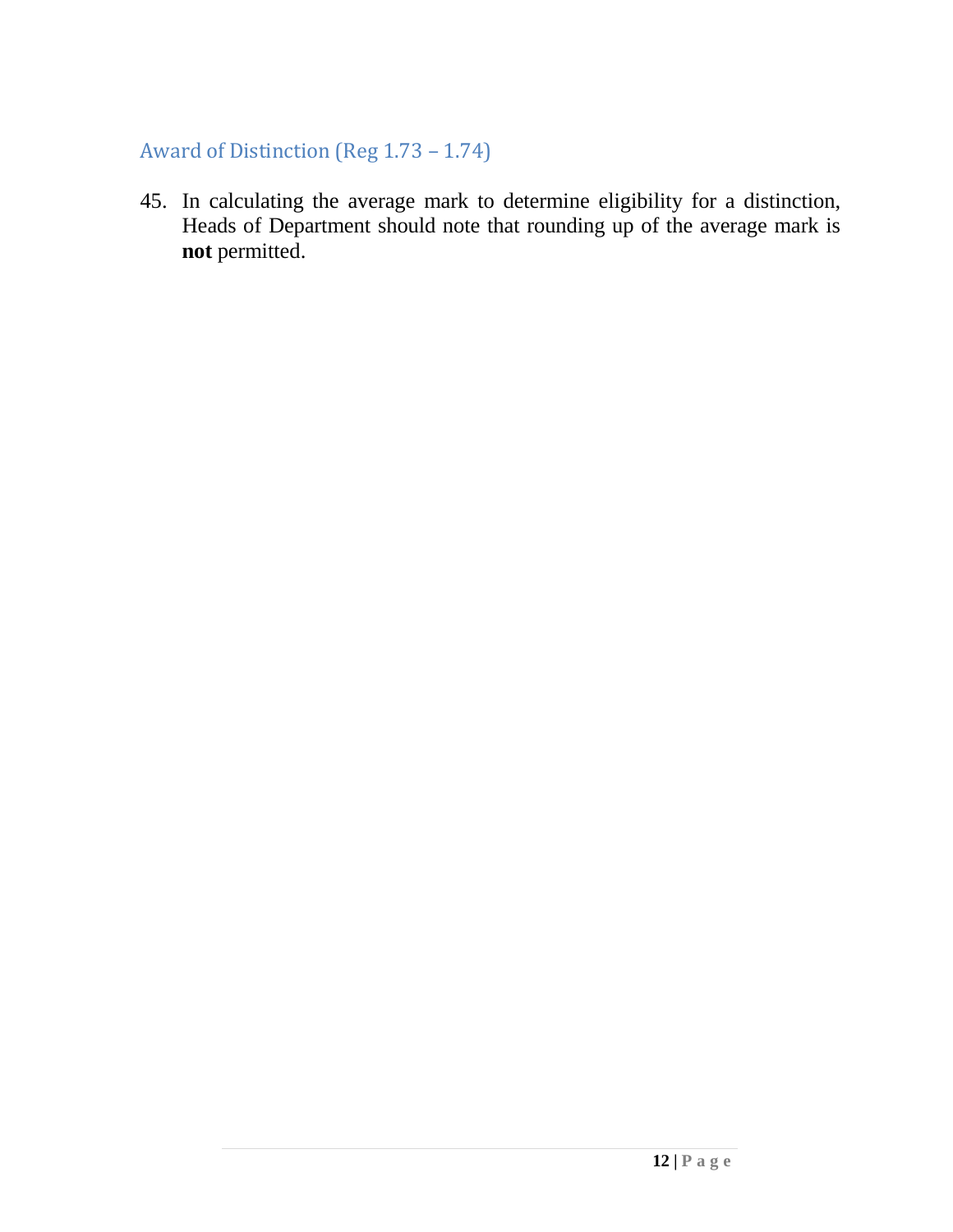## Award of Distinction (Reg 1.73 – 1.74)

45. In calculating the average mark to determine eligibility for a distinction, Heads of Department should note that rounding up of the average mark is **not** permitted.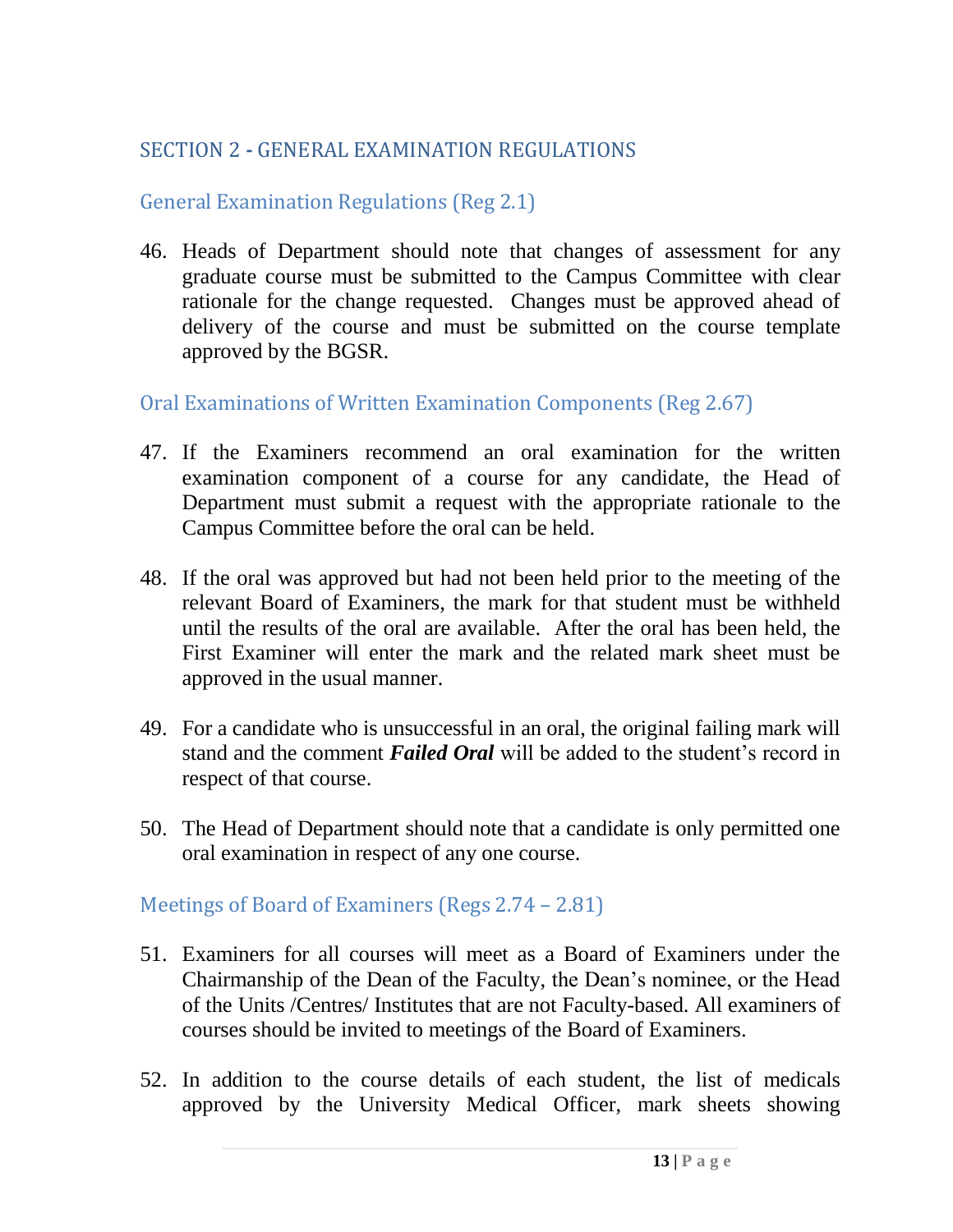## SECTION 2 - GENERAL EXAMINATION REGULATIONS

### General Examination Regulations (Reg 2.1)

46. Heads of Department should note that changes of assessment for any graduate course must be submitted to the Campus Committee with clear rationale for the change requested. Changes must be approved ahead of delivery of the course and must be submitted on the course template approved by the BGSR.

### Oral Examinations of Written Examination Components (Reg 2.67)

47. If the Examiners recommend an oral examination for the written examination component of a course for any candidate, the Head of Department must submit a request with the appropriate rationale to the Campus Committee before the oral can be held.

48. If the oral was approved but had not been held prior to the meeting of the relevant Board of Examiners, the mark for that student must be withheld until the results of the oral are available. After the oral has been held, the First Examiner will enter the mark and the related mark sheet must be approved in the usual manner.

49. For a candidate who is unsuccessful in an oral, the original failing mark will stand and the comment ***Failed Oral*** will be added to the student's record in respect of that course.

50. The Head of Department should note that a candidate is only permitted one oral examination in respect of any one course.

### Meetings of Board of Examiners (Regs 2.74 – 2.81)

51. Examiners for all courses will meet as a Board of Examiners under the Chairmanship of the Dean of the Faculty, the Dean's nominee, or the Head of the Units /Centres/ Institutes that are not Faculty-based. All examiners of courses should be invited to meetings of the Board of Examiners.

52. In addition to the course details of each student, the list of medicals approved by the University Medical Officer, mark sheets showing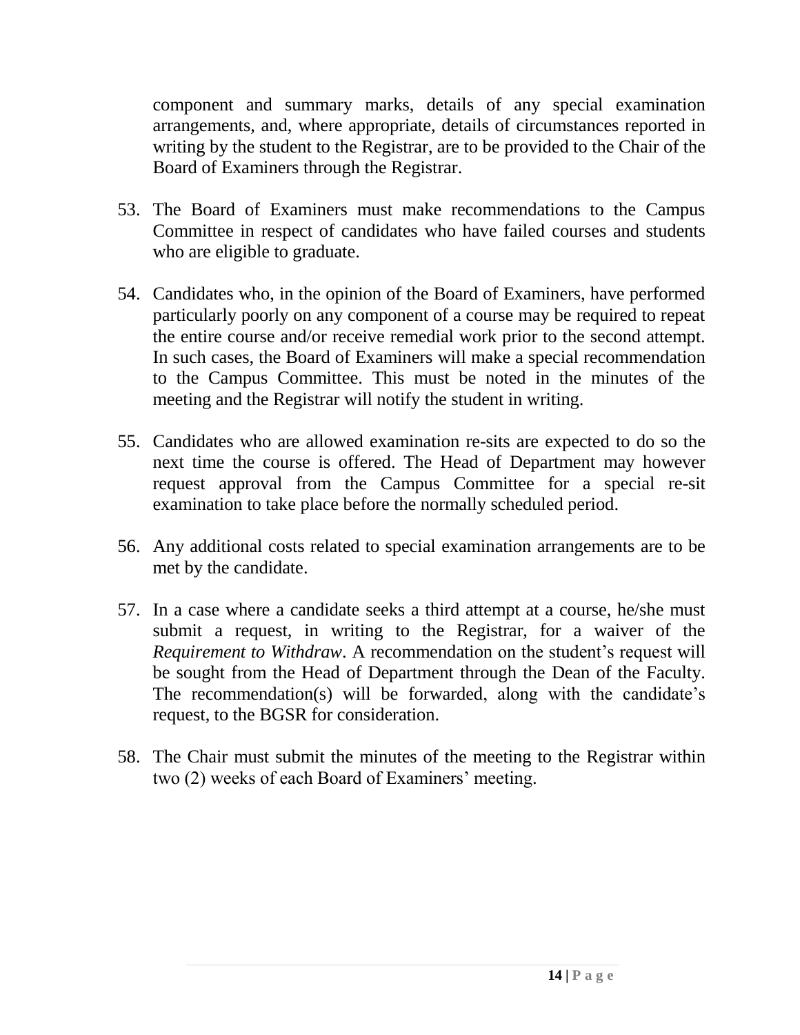component and summary marks, details of any special examination arrangements, and, where appropriate, details of circumstances reported in writing by the student to the Registrar, are to be provided to the Chair of the Board of Examiners through the Registrar.

53. The Board of Examiners must make recommendations to the Campus Committee in respect of candidates who have failed courses and students who are eligible to graduate.

54. Candidates who, in the opinion of the Board of Examiners, have performed particularly poorly on any component of a course may be required to repeat the entire course and/or receive remedial work prior to the second attempt. In such cases, the Board of Examiners will make a special recommendation to the Campus Committee. This must be noted in the minutes of the meeting and the Registrar will notify the student in writing.

55. Candidates who are allowed examination re-sits are expected to do so the next time the course is offered. The Head of Department may however request approval from the Campus Committee for a special re-sit examination to take place before the normally scheduled period.

56. Any additional costs related to special examination arrangements are to be met by the candidate.

57. In a case where a candidate seeks a third attempt at a course, he/she must submit a request, in writing to the Registrar, for a waiver of the *Requirement to Withdraw*. A recommendation on the student's request will be sought from the Head of Department through the Dean of the Faculty. The recommendation(s) will be forwarded, along with the candidate's request, to the BGSR for consideration.

58. The Chair must submit the minutes of the meeting to the Registrar within two (2) weeks of each Board of Examiners' meeting.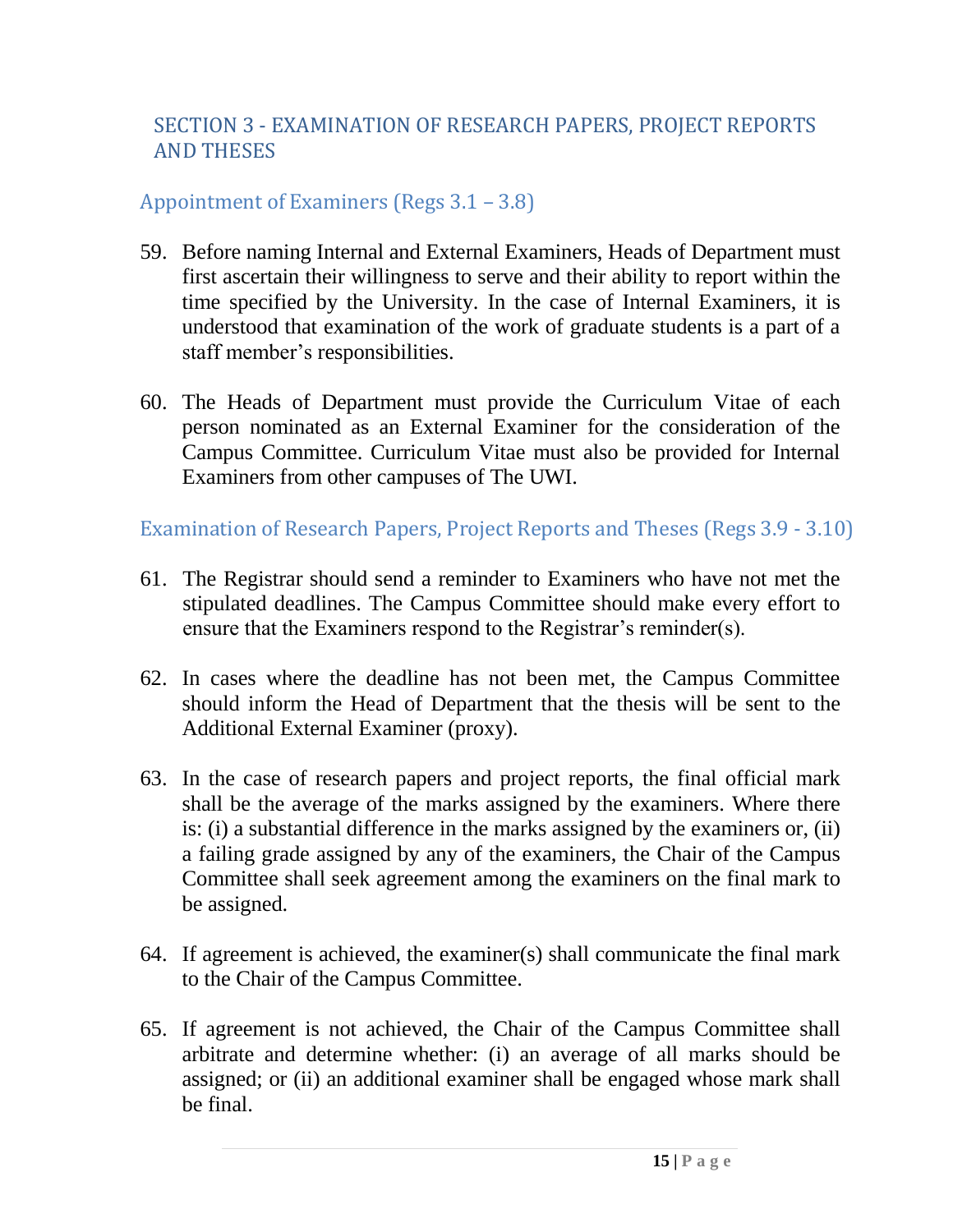## SECTION 3 - EXAMINATION OF RESEARCH PAPERS, PROJECT REPORTS AND THESES

### Appointment of Examiners (Regs 3.1 – 3.8)

59. Before naming Internal and External Examiners, Heads of Department must first ascertain their willingness to serve and their ability to report within the time specified by the University. In the case of Internal Examiners, it is understood that examination of the work of graduate students is a part of a staff member's responsibilities.

60. The Heads of Department must provide the Curriculum Vitae of each person nominated as an External Examiner for the consideration of the Campus Committee. Curriculum Vitae must also be provided for Internal Examiners from other campuses of The UWI.

### Examination of Research Papers, Project Reports and Theses (Regs 3.9 - 3.10)

61. The Registrar should send a reminder to Examiners who have not met the stipulated deadlines. The Campus Committee should make every effort to ensure that the Examiners respond to the Registrar's reminder(s).

62. In cases where the deadline has not been met, the Campus Committee should inform the Head of Department that the thesis will be sent to the Additional External Examiner (proxy).

63. In the case of research papers and project reports, the final official mark shall be the average of the marks assigned by the examiners. Where there is: (i) a substantial difference in the marks assigned by the examiners or, (ii) a failing grade assigned by any of the examiners, the Chair of the Campus Committee shall seek agreement among the examiners on the final mark to be assigned.

64. If agreement is achieved, the examiner(s) shall communicate the final mark to the Chair of the Campus Committee.

65. If agreement is not achieved, the Chair of the Campus Committee shall arbitrate and determine whether: (i) an average of all marks should be assigned; or (ii) an additional examiner shall be engaged whose mark shall be final.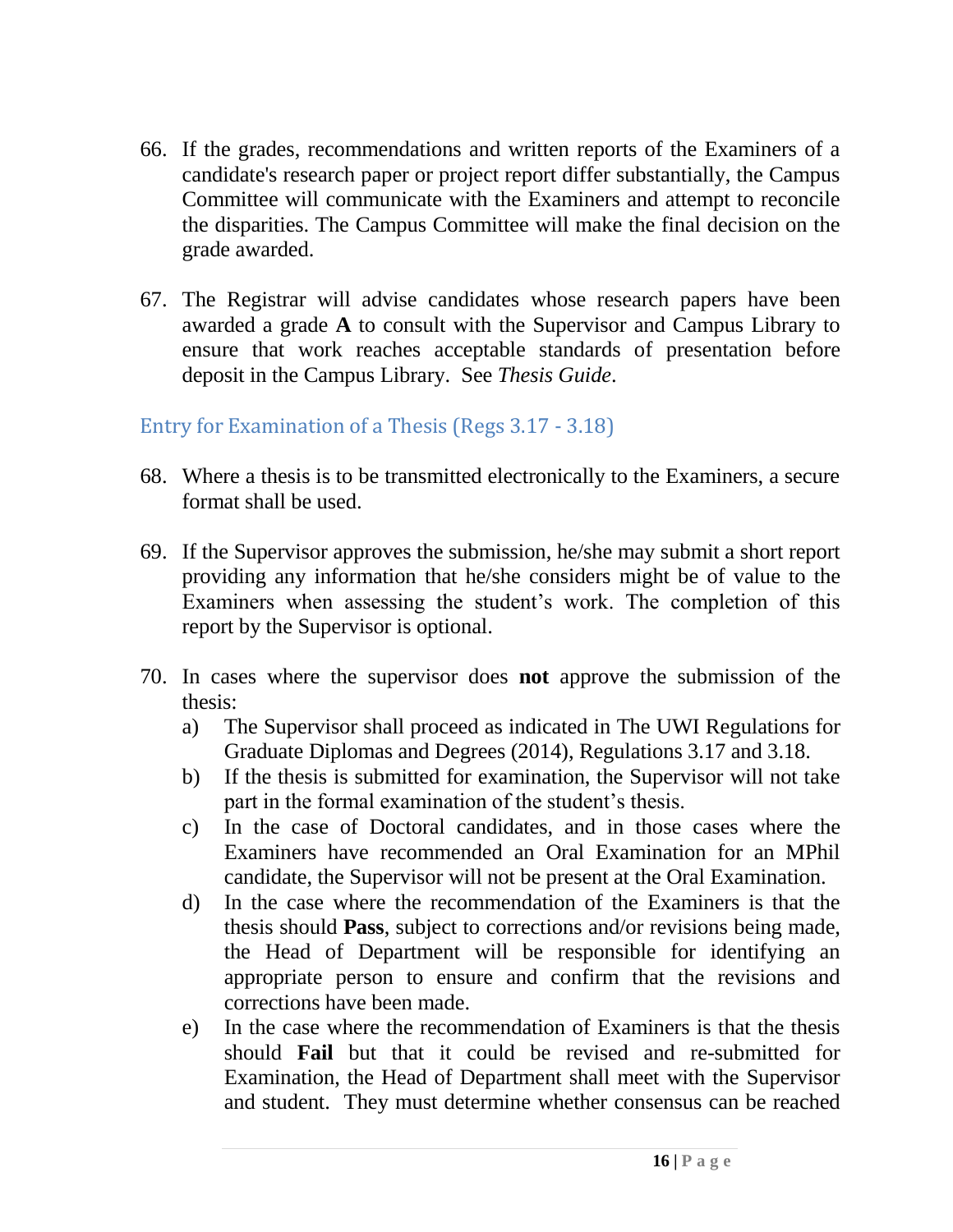66. If the grades, recommendations and written reports of the Examiners of a candidate's research paper or project report differ substantially, the Campus Committee will communicate with the Examiners and attempt to reconcile the disparities. The Campus Committee will make the final decision on the grade awarded.

67. The Registrar will advise candidates whose research papers have been awarded a grade **A** to consult with the Supervisor and Campus Library to ensure that work reaches acceptable standards of presentation before deposit in the Campus Library. See *Thesis Guide*.

## Entry for Examination of a Thesis (Regs 3.17 - 3.18)

68. Where a thesis is to be transmitted electronically to the Examiners, a secure format shall be used.

69. If the Supervisor approves the submission, he/she may submit a short report providing any information that he/she considers might be of value to the Examiners when assessing the student's work. The completion of this report by the Supervisor is optional.

70. In cases where the supervisor does **not** approve the submission of the thesis:
    a) The Supervisor shall proceed as indicated in The UWI Regulations for Graduate Diplomas and Degrees (2014), Regulations 3.17 and 3.18.
    b) If the thesis is submitted for examination, the Supervisor will not take part in the formal examination of the student's thesis.
    c) In the case of Doctoral candidates, and in those cases where the Examiners have recommended an Oral Examination for an MPhil candidate, the Supervisor will not be present at the Oral Examination.
    d) In the case where the recommendation of the Examiners is that the thesis should **Pass**, subject to corrections and/or revisions being made, the Head of Department will be responsible for identifying an appropriate person to ensure and confirm that the revisions and corrections have been made.
    e) In the case where the recommendation of Examiners is that the thesis should **Fail** but that it could be revised and re-submitted for Examination, the Head of Department shall meet with the Supervisor and student. They must determine whether consensus can be reached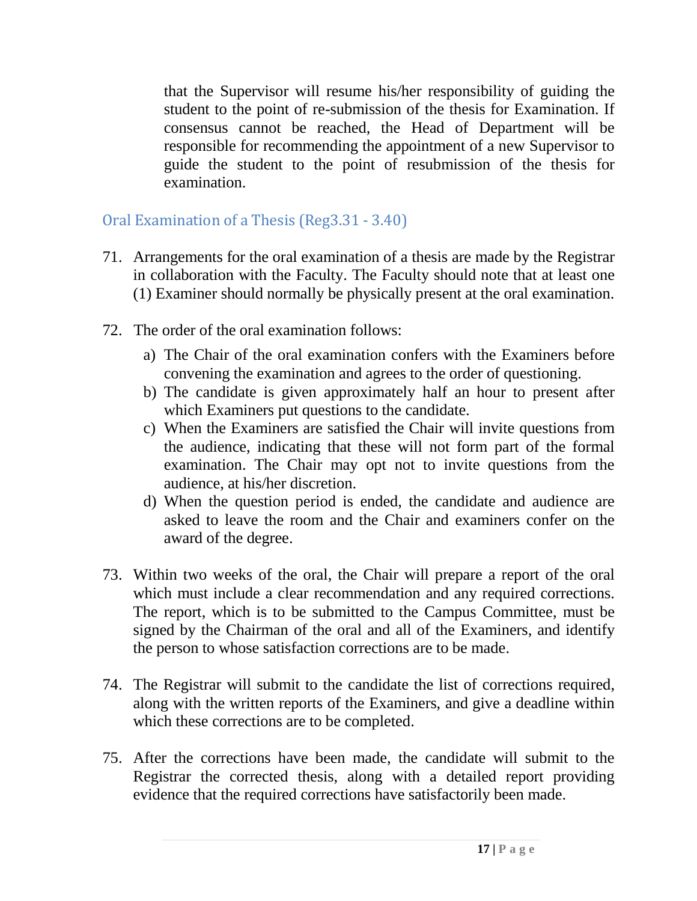that the Supervisor will resume his/her responsibility of guiding the student to the point of re-submission of the thesis for Examination. If consensus cannot be reached, the Head of Department will be responsible for recommending the appointment of a new Supervisor to guide the student to the point of resubmission of the thesis for examination.

## Oral Examination of a Thesis (Reg3.31 - 3.40)

71. Arrangements for the oral examination of a thesis are made by the Registrar in collaboration with the Faculty. The Faculty should note that at least one (1) Examiner should normally be physically present at the oral examination.

72. The order of the oral examination follows:
    a) The Chair of the oral examination confers with the Examiners before convening the examination and agrees to the order of questioning.
    b) The candidate is given approximately half an hour to present after which Examiners put questions to the candidate.
    c) When the Examiners are satisfied the Chair will invite questions from the audience, indicating that these will not form part of the formal examination. The Chair may opt not to invite questions from the audience, at his/her discretion.
    d) When the question period is ended, the candidate and audience are asked to leave the room and the Chair and examiners confer on the award of the degree.

73. Within two weeks of the oral, the Chair will prepare a report of the oral which must include a clear recommendation and any required corrections. The report, which is to be submitted to the Campus Committee, must be signed by the Chairman of the oral and all of the Examiners, and identify the person to whose satisfaction corrections are to be made.

74. The Registrar will submit to the candidate the list of corrections required, along with the written reports of the Examiners, and give a deadline within which these corrections are to be completed.

75. After the corrections have been made, the candidate will submit to the Registrar the corrected thesis, along with a detailed report providing evidence that the required corrections have satisfactorily been made.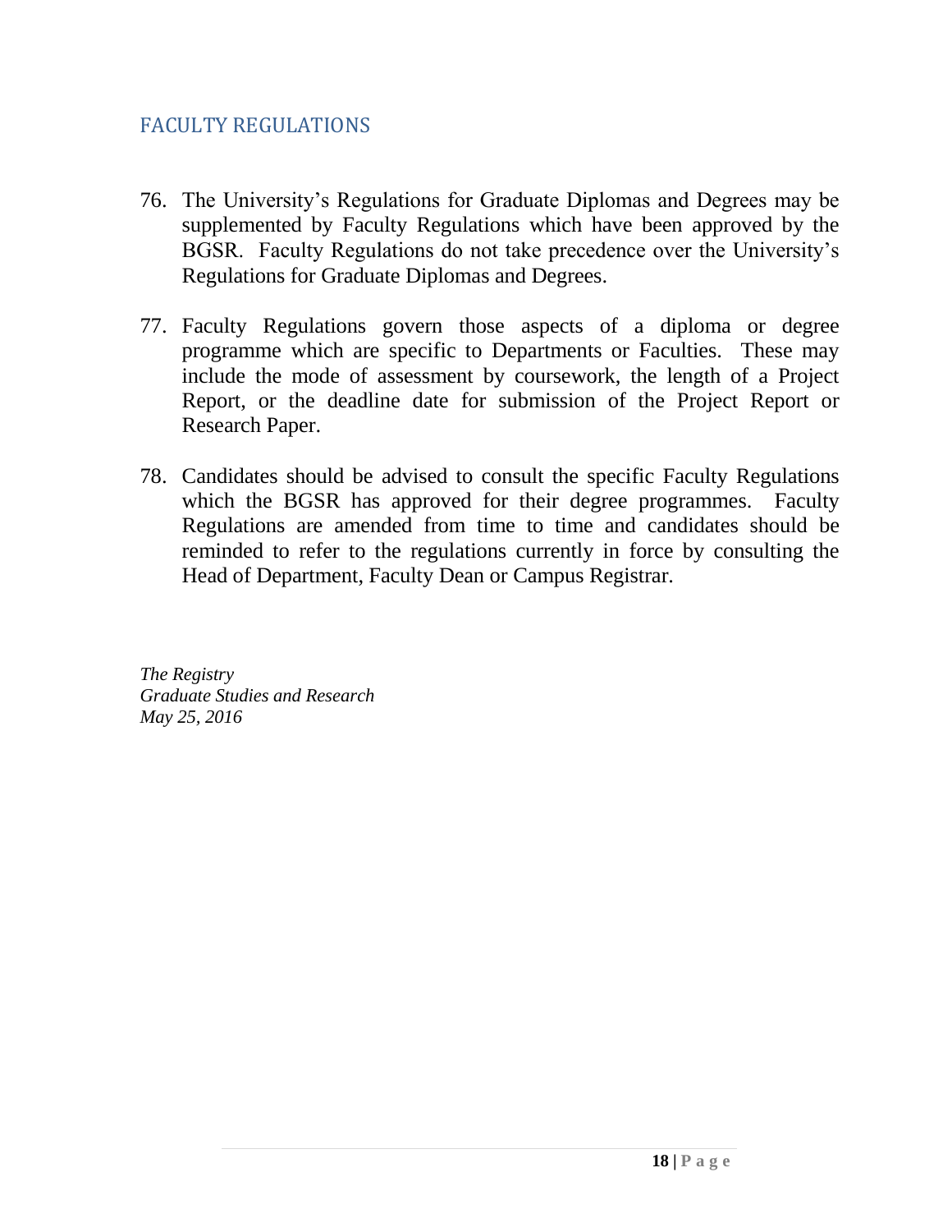## FACULTY REGULATIONS

76. The University's Regulations for Graduate Diplomas and Degrees may be supplemented by Faculty Regulations which have been approved by the BGSR. Faculty Regulations do not take precedence over the University's Regulations for Graduate Diplomas and Degrees.

77. Faculty Regulations govern those aspects of a diploma or degree programme which are specific to Departments or Faculties. These may include the mode of assessment by coursework, the length of a Project Report, or the deadline date for submission of the Project Report or Research Paper.

78. Candidates should be advised to consult the specific Faculty Regulations which the BGSR has approved for their degree programmes. Faculty Regulations are amended from time to time and candidates should be reminded to refer to the regulations currently in force by consulting the Head of Department, Faculty Dean or Campus Registrar.

*The Registry*
*Graduate Studies and Research*
*May 25, 2016*